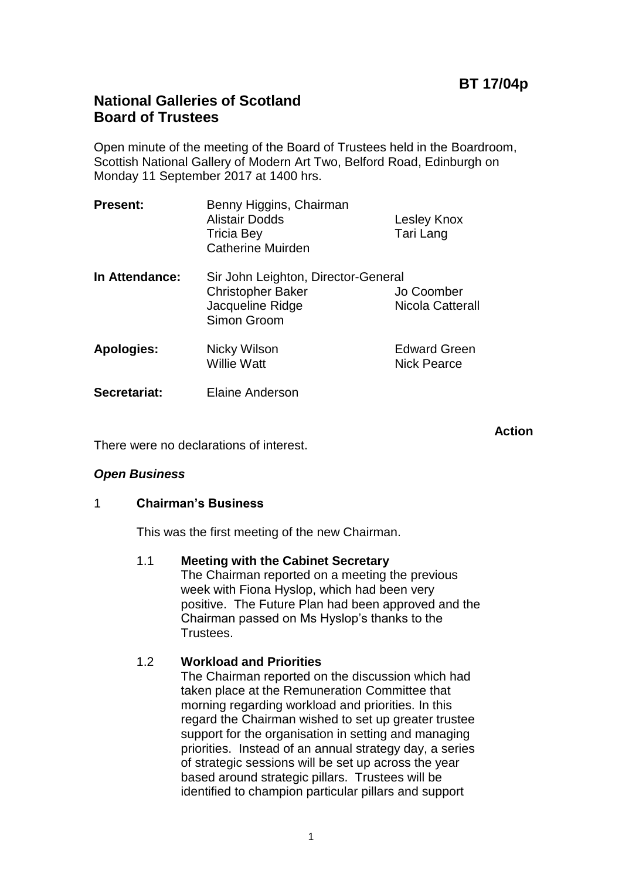**BT 17/04p**

# National Galleries of Scotland
# Board of Trustees

Open minute of the meeting of the Board of Trustees held in the Boardroom, Scottish National Gallery of Modern Art Two, Belford Road, Edinburgh on Monday 11 September 2017 at 1400 hrs.

| | | |
|---|---|---|
| **Present:** | Benny Higgins, Chairman | |
| | Alistair Dodds | Lesley Knox |
| | Tricia Bey | Tari Lang |
| | Catherine Muirden | |
| **In Attendance:** | Sir John Leighton, Director-General | |
| | Christopher Baker | Jo Coomber |
| | Jacqueline Ridge | Nicola Catterall |
| | Simon Groom | |
| **Apologies:** | Nicky Wilson | Edward Green |
| | Willie Watt | Nick Pearce |
| **Secretariat:** | Elaine Anderson | |

**Action**

There were no declarations of interest.

***Open Business***

## 1 Chairman's Business

This was the first meeting of the new Chairman.

### 1.1 Meeting with the Cabinet Secretary

The Chairman reported on a meeting the previous week with Fiona Hyslop, which had been very positive. The Future Plan had been approved and the Chairman passed on Ms Hyslop's thanks to the Trustees.

### 1.2 Workload and Priorities

The Chairman reported on the discussion which had taken place at the Remuneration Committee that morning regarding workload and priorities. In this regard the Chairman wished to set up greater trustee support for the organisation in setting and managing priorities. Instead of an annual strategy day, a series of strategic sessions will be set up across the year based around strategic pillars. Trustees will be identified to champion particular pillars and support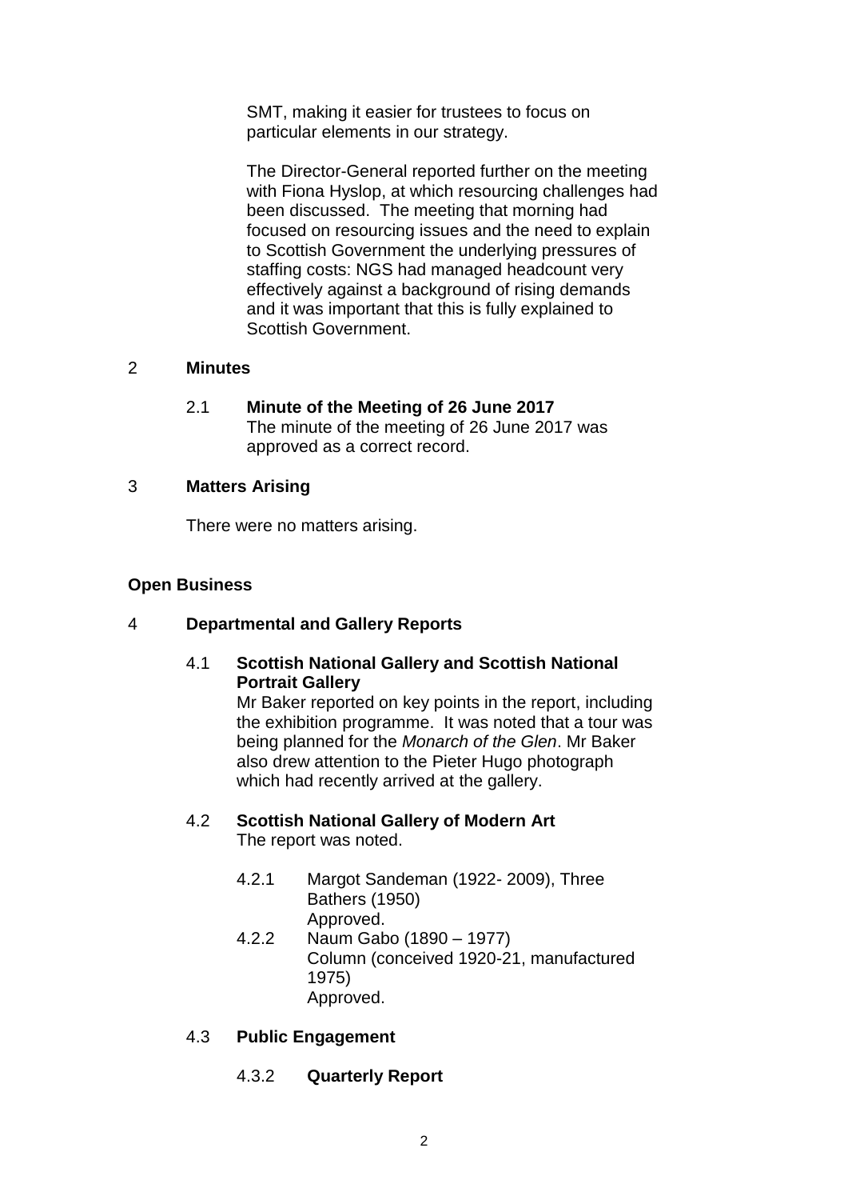SMT, making it easier for trustees to focus on particular elements in our strategy.

The Director-General reported further on the meeting with Fiona Hyslop, at which resourcing challenges had been discussed. The meeting that morning had focused on resourcing issues and the need to explain to Scottish Government the underlying pressures of staffing costs: NGS had managed headcount very effectively against a background of rising demands and it was important that this is fully explained to Scottish Government.

2 **Minutes**

2.1 **Minute of the Meeting of 26 June 2017**
The minute of the meeting of 26 June 2017 was approved as a correct record.

3 **Matters Arising**

There were no matters arising.

**Open Business**

4 **Departmental and Gallery Reports**

4.1 **Scottish National Gallery and Scottish National Portrait Gallery**
Mr Baker reported on key points in the report, including the exhibition programme. It was noted that a tour was being planned for the *Monarch of the Glen*. Mr Baker also drew attention to the Pieter Hugo photograph which had recently arrived at the gallery.

4.2 **Scottish National Gallery of Modern Art**
The report was noted.

4.2.1 Margot Sandeman (1922- 2009), Three Bathers (1950)
Approved.

4.2.2 Naum Gabo (1890 – 1977)
Column (conceived 1920-21, manufactured 1975)
Approved.

4.3 **Public Engagement**

4.3.2 **Quarterly Report**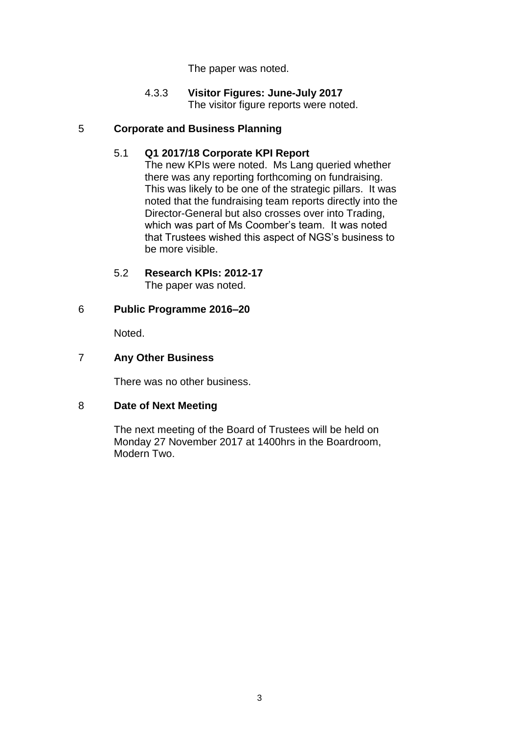The paper was noted.

4.3.3 **Visitor Figures: June-July 2017**
The visitor figure reports were noted.

## 5 Corporate and Business Planning

### 5.1 Q1 2017/18 Corporate KPI Report

The new KPIs were noted. Ms Lang queried whether there was any reporting forthcoming on fundraising. This was likely to be one of the strategic pillars. It was noted that the fundraising team reports directly into the Director-General but also crosses over into Trading, which was part of Ms Coomber's team. It was noted that Trustees wished this aspect of NGS's business to be more visible.

### 5.2 Research KPIs: 2012-17

The paper was noted.

## 6 Public Programme 2016–20

Noted.

## 7 Any Other Business

There was no other business.

## 8 Date of Next Meeting

The next meeting of the Board of Trustees will be held on Monday 27 November 2017 at 1400hrs in the Boardroom, Modern Two.